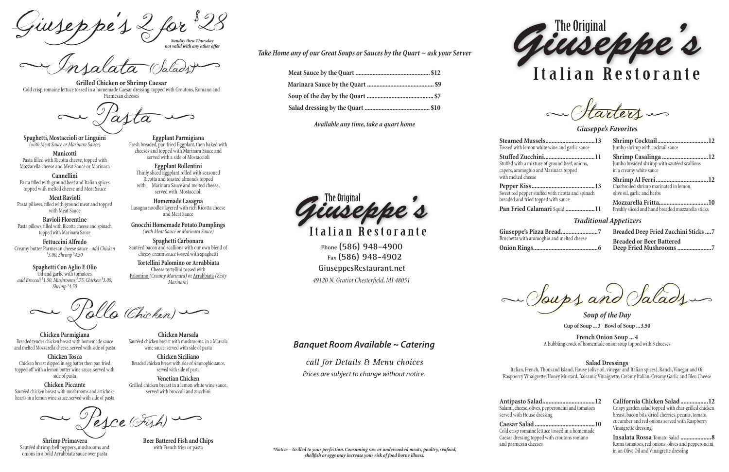# Giuseppe's 2 for $28

*Sunday thru Thursday*
*not valid with any other offer*

## Insalata (Salads)

**Grilled Chicken or Shrimp Caesar**
Cold crisp romaine lettuce tossed in a homemade Caesar dressing, topped with Croutons, Romano and Parmesan cheeses

## Pasta

**Spaghetti, Mostaccioli or Linguini**
*(with Meat Sauce or Marinara Sauce)*

**Manicotti**
Pasta filled with Ricotta cheese, topped with Mozzarella cheese and Meat Sauce or Marinara

**Cannellini**
Pasta filled with ground beef and Italian spices topped with melted cheese and Meat Sauce

**Meat Ravioli**
Pasta pillows, filled with ground meat and topped with Meat Sauce

**Ravioli Florentine**
Pasta pillows, filled with Ricotta cheese and spinach topped with Marinara Sauce

**Fettuccini Alfredo**
Creamy butter Parmesan cheese sauce - *add Chicken $3.00, Shrimp $4.50*

**Spaghetti Con Aglio E Olio**
Oil and garlic with tomatoes
*add Broccoli $1.50, Mushrooms $.75, Chicken $3.00, Shrimp $4.50*

**Eggplant Parmigiana**
Fresh breaded, pan fried Eggplant, then baked with cheeses and topped with Marinara Sauce and served with a side of Mostaccioli

**Eggplant Rollentini**
Thinly sliced Eggplant rolled with seasoned Ricotta and toasted almonds topped with Marinara Sauce and melted cheese, served with Mostaccioli

**Homemade Lasagna**
Lasagna noodles layered with rich Ricotta cheese and Meat Sauce

**Gnocchi Homemade Potato Dumplings**
*(with Meat Sauce or Marinara Sauce)*

**Spaghetti Carbonara**
Sautéed bacon and scallions with our own blend of cheesy cream sauce tossed with spaghetti

**Tortellini Palomino or Arrabbiata**
Cheese tortellini tossed with Palomino *(Creamy Marinara)* or Arrabbiata *(Zesty Marinara)*

## Pollo (Chicken)

**Chicken Parmigiana**
Breaded tender chicken breast with homemade sauce and melted Mozzarella cheese, served with side of pasta

**Chicken Tosca**
Chicken breast dipped in egg batter then pan fried topped off with a lemon butter wine sauce, served with side of pasta

**Chicken Piccante**
Sautéed chicken breast with mushrooms and artichoke hearts in a lemon wine sauce, served with side of pasta

**Chicken Marsala**
Sautéed chicken breast with mushrooms, in a Marsala wine sauce, served with side of pasta

**Chicken Siciliano**
Breaded chicken breast with side of Ammoghio sauce, served with side of pasta

**Venetian Chicken**
Grilled chicken breast in a lemon white wine sauce, served with broccoli and zucchini

## Pesce (Fish)

**Shrimp Primavera**
Sautéed shrimp, bell peppers, mushrooms and onions in a bold Arrabbiata sauce over pasta

**Beer Battered Fish and Chips**
with French fries or pasta

*Take Home any of our Great Soups or Sauces by the Quart ~ ask your Server*

**Meat Sauce by the Quart ... $12**
**Marinara Sauce by the Quart ... $9**
**Soup of the day by the Quart ... $7**
**Salad dressing by the Quart ... $10**

*Available any time, take a quart home*

The Original Giuseppe's Italian Restorante

Phone (586) 948-4900
Fax (586) 948-4902
GiuseppesRestaurant.net
*49120 N. Gratiot Chesterfield, MI 48051*

## *Banquet Room Available ~ Catering*

*call for Details & Menu choices*
*Prices are subject to change without notice.*

*\*Notice – Grilled to your perfection. Consuming raw or undercooked meats, poultry, seafood, shellfish or eggs may increase your risk of food borne illness.*

# The Original Giuseppe's Italian Restorante

## Starters

### *Giuseppe's Favorites*

**Steamed Mussels ... 13**
Tossed with lemon white wine and garlic sauce

**Stuffed Zucchini ... 11**
Stuffed with a mixture of ground beef, onions, capers, ammoghio and Marinara topped with melted cheese

**Pepper Kiss ... 13**
Sweet red pepper stuffed with ricotta and spinach breaded and fried topped with sauce

**Pan Fried Calamari** Squid **... 11**

**Shrimp Cocktail ... 12**
Jumbo shrimp with cocktail sauce

**Shrimp Casalinga ... 12**
Jumbo breaded shrimp with sautéed scallions in a creamy white sauce

**Shrimp Al Ferri ... 12**
Charbroiled shrimp marinated in lemon, olive oil, garlic and herbs

**Mozzarella Fritta ... 10**
Freshly sliced and hand breaded mozzarella sticks

### *Traditional Appetizers*

**Giuseppe's Pizza Bread ... 7**
Bruchetta with ammoghio and melted cheese

**Onion Rings ... 6**

**Breaded Deep Fried Zucchini Sticks ... 7**

**Breaded or Beer Battered Deep Fried Mushrooms ... 7**

## Soups and Salads

### *Soup of the Day*

**Cup of Soup ... 3 Bowl of Soup ... 3.50**

**French Onion Soup ... 4**
A bubbling crock of homemade onion soup topped with 3 cheeses

**Salad Dressings**
Italian, French, Thousand Island, House (olive oil, vinegar and Italian spices), Ranch, Vinegar and Oil Raspberry Vinaigrette, Honey Mustard, Balsamic Vinaigrette, Creamy Italian, Creamy Garlic and Bleu Cheese

**Antipasto Salad ... 12**
Salami, cheese, olives, pepperoncini and tomatoes served with House dressing

**Caesar Salad ... 10**
Cold crisp romaine lettuce tossed in a homemade Caesar dressing topped with croutons romano and parmesan cheeses

**California Chicken Salad ... 12**
Crispy garden salad topped with char grilled chicken breast, bacon bits, dried cherries, pecans, tomato, cucumber and red onions served with Raspberry Vinaigrette dressing

**Insalata Rossa** Tomato Salad **... 8**
Roma tomatoes, red onions, olives and pepperoncini in an Olive Oil and Vinaigrette dressing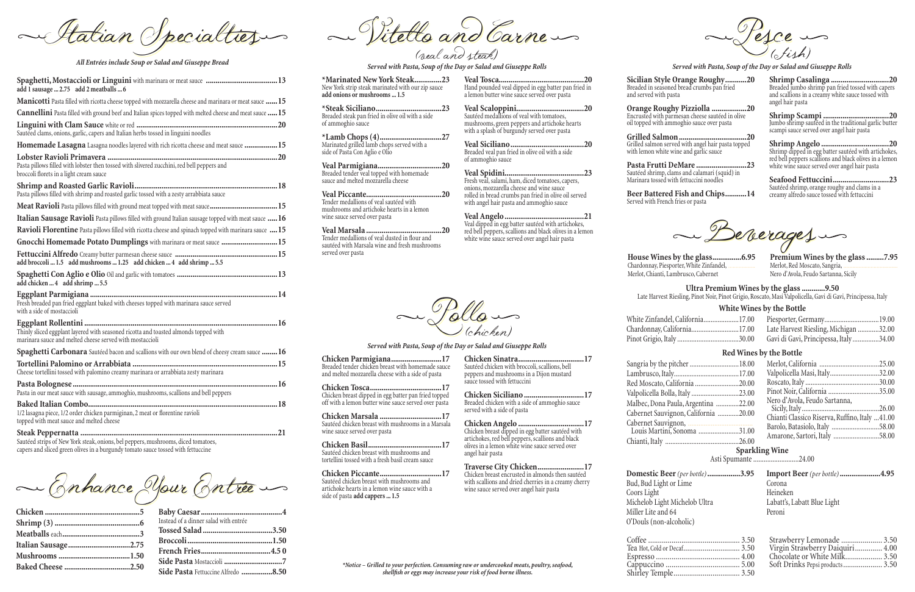# Italian Specialties

*All Entrées include Soup or Salad and Giuseppe Bread*

**Spaghetti, Mostaccioli or Linguini** with marinara or meat sauce .......... 13
**add 1 sausage ... 2.75 add 2 meatballs ... 6**

**Manicotti** Pasta filled with ricotta cheese topped with mozzarella cheese and marinara or meat sauce .......... 15

**Cannellini** Pasta filled with ground beef and Italian spices topped with melted cheese and meat sauce .......... 15

**Linguini with Clam Sauce** white or red .......... 20
Sautéed clams, onions, garlic, capers and Italian herbs tossed in linguini noodles

**Homemade Lasagna** Lasagna noodles layered with rich ricotta cheese and meat sauce .......... 15

**Lobster Ravioli Primavera** .......... 20
Pasta pillows filled with lobster then tossed with slivered zucchini, red bell peppers and broccoli florets in a light cream sauce

**Shrimp and Roasted Garlic Ravioli** .......... 18
Pasta pillows filled with shrimp and roasted garlic tossed with a zesty arrabbiata sauce

**Meat Ravioli** Pasta pillows filled with ground meat topped with meat sauce .......... 15

**Italian Sausage Ravioli** Pasta pillows filled with ground Italian sausage topped with meat sauce .......... 16

**Ravioli Florentine** Pasta pillows filled with ricotta cheese and spinach topped with marinara sauce .......... 15

**Gnocchi Homemade Potato Dumplings** with marinara or meat sauce .......... 15

**Fettuccini Alfredo** Creamy butter parmesan cheese sauce .......... 15
**add broccoli ... 1.5 add mushrooms ... 1.25 add chicken ... 4 add shrimp ... 5.5**

**Spaghetti Con Aglio e Olio** Oil and garlic with tomatoes .......... 13
**add chicken ... 4 add shrimp ... 5.5**

**Eggplant Parmigiana** .......... 14
Fresh breaded pan fried eggplant baked with cheeses topped with marinara sauce served with a side of mostaccioli

**Eggplant Rollentini** .......... 16
Thinly sliced eggplant layered with seasoned ricotta and toasted almonds topped with marinara sauce and melted cheese served with mostaccioli

**Spaghetti Carbonara** Sautéed bacon and scallions with our own blend of cheesy cream sauce .......... 16

**Tortellini Palomino or Arrabbiata** .......... 15
Cheese tortellini tossed with palomino creamy marinara or arrabbiata zesty marinara

**Pasta Bolognese** .......... 16
Pasta in our meat sauce with sausage, ammoghio, mushrooms, scallions and bell peppers

**Baked Italian Combo** .......... 18
1/2 lasagna piece, 1/2 order chicken parmigian, 2 meat or florentine ravioli topped with meat sauce and melted cheese

**Steak Peppernata** .......... 21
Sautéed strips of New York steak, onions, bel peppers, mushrooms, diced tomatoes, capers and sliced green olives in a burgundy tomato sauce tossed with fettuccine

# Enhance Your Entrée

| | | | |
|---|---|---|---|
| **Chicken** | **5** | **Baby Caesar** (Instead of a dinner salad with entrée) | **4** |
| **Shrimp (3)** | **6** | **Tossed Salad** | **3.50** |
| **Meatballs** each | **3** | **Broccoli** | **1.50** |
| **Italian Sausage** | **2.75** | **French Fries** | **4.5 0** |
| **Mushrooms** | **1.50** | **Side Pasta** Mostaccioli | **7** |
| **Baked Cheese** | **2.50** | **Side Pasta** Fettuccine Alfredo | **8.50** |

# Vitello and Carne
*(veal and steak)*

*Served with Pasta, Soup of the Day or Salad and Giuseppe Rolls*

**\*Marinated New York Steak** .......... 23
New York strip steak marinated with our zip sauce
**add onions or mushrooms ... 1.5**

**\*Steak Siciliano** .......... 23
Breaded steak pan fried in olive oil with a side of ammoghio sauce

**\*Lamb Chops (4)** .......... 27
Marinated grilled lamb chops served with a side of Pasta Con Aglio e Olio

**Veal Parmigiana** .......... 20
Breaded tender veal topped with homemade sauce and melted mozzarella cheese

**Veal Piccante** .......... 20
Tender medallions of veal sautéed with mushrooms and artichoke hearts in a lemon wine sauce served over pasta

**Veal Marsala** .......... 20
Tender medallions of veal dusted in flour and sautéed with Marsala wine and fresh mushrooms served over pasta

**Veal Tosca** .......... 20
Hand pounded veal dipped in egg batter pan fried in a lemon butter wine sauce served over pasta

**Veal Scaloppini** .......... 20
Sautéed medallions of veal with tomatoes, mushrooms, green peppers and artichoke hearts with a splash of burgundy served over pasta

**Veal Siciliano** .......... 20
Breaded veal pan fried in olive oil with a side of ammoghio sauce

**Veal Spidini** .......... 23
Fresh veal, salami, ham, diced tomatoes, capers, onions, mozzarella cheese and wine sauce rolled in bread crumbs pan fried in olive oil served with angel hair pasta and ammoghio sauce

**Veal Angelo** .......... 21
Veal dipped in egg batter sautéed with artichokes, red bell peppers, scallions and black olives in a lemon white wine sauce served over angel hair pasta

# Pollo
*(chicken)*

*Served with Pasta, Soup of the Day or Salad and Giuseppe Rolls*

**Chicken Parmigiana** .......... 17
Breaded tender chicken breast with homemade sauce and melted mozzarella cheese with a side of pasta

**Chicken Tosca** .......... 17
Chicken breast dipped in egg batter pan fried topped off with a lemon butter wine sauce served over pasta

**Chicken Marsala** .......... 17
Sautéed chicken breast with mushrooms in a Marsala wine sauce served over pasta

**Chicken Basil** .......... 17
Sautéed chicken breast with mushrooms and tortellini tossed with a fresh basil cream sauce

**Chicken Piccante** .......... 17
Sautéed chicken breast with mushrooms and artichoke hearts in a lemon wine sauce with a side of pasta **add capers ... 1.5**

**Chicken Sinatra** .......... 17
Sautéed chicken with broccoli, scallions, bell peppers and mushrooms in a Dijon mustard sauce tossed with fettuccini

**Chicken Siciliano** .......... 17
Breaded chicken with a side of ammoghio sauce served with a side of pasta

**Chicken Angelo** .......... 17
Chicken breast dipped in egg batter sautéed with artichokes, red bell peppers, scallions and black olives in a lemon white wine sauce served over angel hair pasta

**Traverse City Chicken** .......... 17
Chicken breast encrusted in almonds then sautéed with scallions and dried cherries in a creamy cherry wine sauce served over angel hair pasta

*\*Notice – Grilled to your perfection. Consuming raw or undercooked meats, poultry, seafood, shellfish or eggs may increase your risk of food borne illness.*

# Pesce
*(fish)*

*Served with Pasta, Soup of the Day or Salad and Giuseppe Rolls*

**Sicilian Style Orange Roughy** .......... 20
Breaded in seasoned bread crumbs pan fried and served with pasta

**Orange Roughy Pizziolla** .......... 20
Encrusted with parmesan cheese sautéed in olive oil topped with ammoghio sauce over pasta

**Grilled Salmon** .......... 20
Grilled salmon served with angel hair pasta topped with lemon white wine and garlic sauce

**Pasta Frutti DeMare** .......... 23
Sautéed shrimp, clams and calamari (squid) in Marinara tossed with fettuccini noodles

**Beer Battered Fish and Chips** .......... 14
Served with French fries or pasta

**Shrimp Casalinga** .......... 20
Breaded jumbo shrimp pan fried tossed with capers and scallions in a creamy white sauce tossed with angel hair pasta

**Shrimp Scampi** .......... 20
Jumbo shrimp sautéed in the traditional garlic butter scampi sauce served over angel hair pasta

**Shrimp Angelo** .......... 20
Shrimp dipped in egg batter sautéed with artichokes, red bell peppers scallions and black olives in a lemon white wine sauce served over angel hair pasta

**Seafood Fettuccini** .......... 23
Sautéed shrimp, orange roughy and clams in a creamy alfredo sauce tossed with fettuccini

# Beverages

**House Wines by the glass** .......... 6.95
Chardonnay, Piesporter, White Zinfandel, Merlot, Chianti, Lambrusco, Cabernet

**Premium Wines by the glass** .......... 7.95
Merlot, Red Moscato, Sangria, Nero d'Avola, Feudo Sartanna, Sicily

**Ultra Premium Wines by the glass** .......... 9.50
Late Harvest Riesling, Pinot Noir, Pinot Grigio, Roscato, Masi Valpolicella, Gavi di Gavi, Principessa, Italy

## White Wines by the Bottle

| | | | |
|---|---|---|---|
| White Zinfandel, California | 17.00 | Piesporter, Germany | 19.00 |
| Chardonnay, California | 17.00 | Late Harvest Riesling, Michigan | 32.00 |
| Pinot Grigio, Italy | 30.00 | Gavi di Gavi, Principessa, Italy | 34.00 |

## Red Wines by the Bottle

| | | | |
|---|---|---|---|
| Sangria by the pitcher | 18.00 | Merlot, California | 25.00 |
| Lambrusco, Italy | 17.00 | Valpolicella Masi, Italy | 32.00 |
| Red Moscato, California | 20.00 | Roscato, Italy | 30.00 |
| Valpolicella Bolla, Italy | 23.00 | Pinot Noir, California | 35.00 |
| Malbec, Dona Paula, Argentina | 22.00 | Nero d'Avola, Feudo Sartanna, Sicily, Italy | 26.00 |
| Cabernet Sauvignon, California | 20.00 | Chianti Classico Riserva, Ruffino, Italy | 41.00 |
| Cabernet Sauvignon, Louis Martini, Sonoma | 31.00 | Barolo, Batasiolo, Italy | 58.00 |
| Chianti, Italy | 26.00 | Amarone, Sartori, Italy | 58.00 |

## Sparkling Wine

Asti Spumante .......... 24.00

**Domestic Beer** *(per bottle)* .......... 3.95
Bud, Bud Light or Lime
Coors Light
Michelob Light Michelob Ultra
Miller Lite and 64
O'Douls (non-alcoholic)

**Import Beer** *(per bottle)* .......... 4.95
Corona
Heineken
Labatt's, Labatt Blue Light
Peroni

| | | | |
|---|---|---|---|
| Coffee | 3.50 | Strawberry Lemonade | 3.50 |
| Tea Hot, Cold or Decaf | 3.50 | Virgin Strawberry Daiquiri | 4.00 |
| Espresso | 4.00 | Chocolate or White Milk | 3.50 |
| Cappuccino | 5.00 | Soft Drinks Pepsi products | 3.50 |
| Shirley Temple | 3.50 | | |